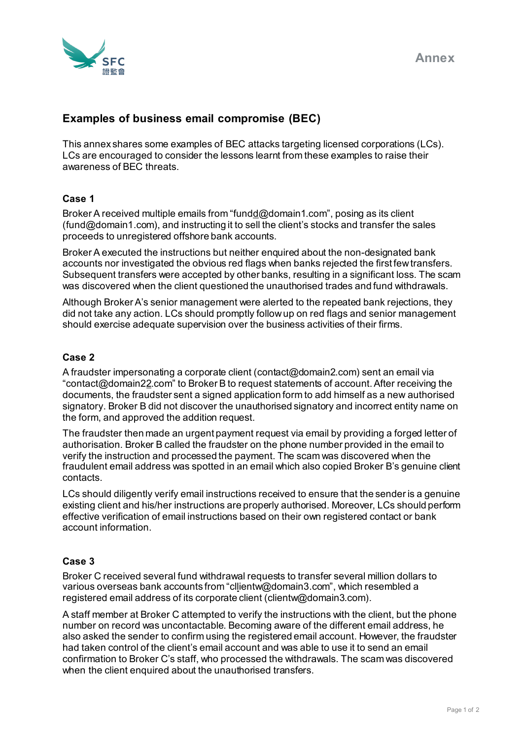Annex

## Examples of business email compromise (BEC)

This annex shares some examples of BEC attacks targeting licensed corporations (LCs). LCs are encouraged to consider the lessons learnt from these examples to raise their awareness of BEC threats.

### Case 1

Broker A received multiple emails from "fund<u>d</u>@domain1.com", posing as its client (fund@domain1.com), and instructing it to sell the client's stocks and transfer the sales proceeds to unregistered offshore bank accounts.

Broker A executed the instructions but neither enquired about the non-designated bank accounts nor investigated the obvious red flags when banks rejected the first few transfers. Subsequent transfers were accepted by other banks, resulting in a significant loss. The scam was discovered when the client questioned the unauthorised trades and fund withdrawals.

Although Broker A's senior management were alerted to the repeated bank rejections, they did not take any action. LCs should promptly follow up on red flags and senior management should exercise adequate supervision over the business activities of their firms.

### Case 2

A fraudster impersonating a corporate client (contact@domain2.com) sent an email via "contact@domain2<u>2</u>.com" to Broker B to request statements of account. After receiving the documents, the fraudster sent a signed application form to add himself as a new authorised signatory. Broker B did not discover the unauthorised signatory and incorrect entity name on the form, and approved the addition request.

The fraudster then made an urgent payment request via email by providing a forged letter of authorisation. Broker B called the fraudster on the phone number provided in the email to verify the instruction and processed the payment. The scam was discovered when the fraudulent email address was spotted in an email which also copied Broker B's genuine client contacts.

LCs should diligently verify email instructions received to ensure that the sender is a genuine existing client and his/her instructions are properly authorised. Moreover, LCs should perform effective verification of email instructions based on their own registered contact or bank account information.

### Case 3

Broker C received several fund withdrawal requests to transfer several million dollars to various overseas bank accounts from "cl<u>l</u>ientw@domain3.com", which resembled a registered email address of its corporate client (clientw@domain3.com).

A staff member at Broker C attempted to verify the instructions with the client, but the phone number on record was uncontactable. Becoming aware of the different email address, he also asked the sender to confirm using the registered email account. However, the fraudster had taken control of the client's email account and was able to use it to send an email confirmation to Broker C's staff, who processed the withdrawals. The scam was discovered when the client enquired about the unauthorised transfers.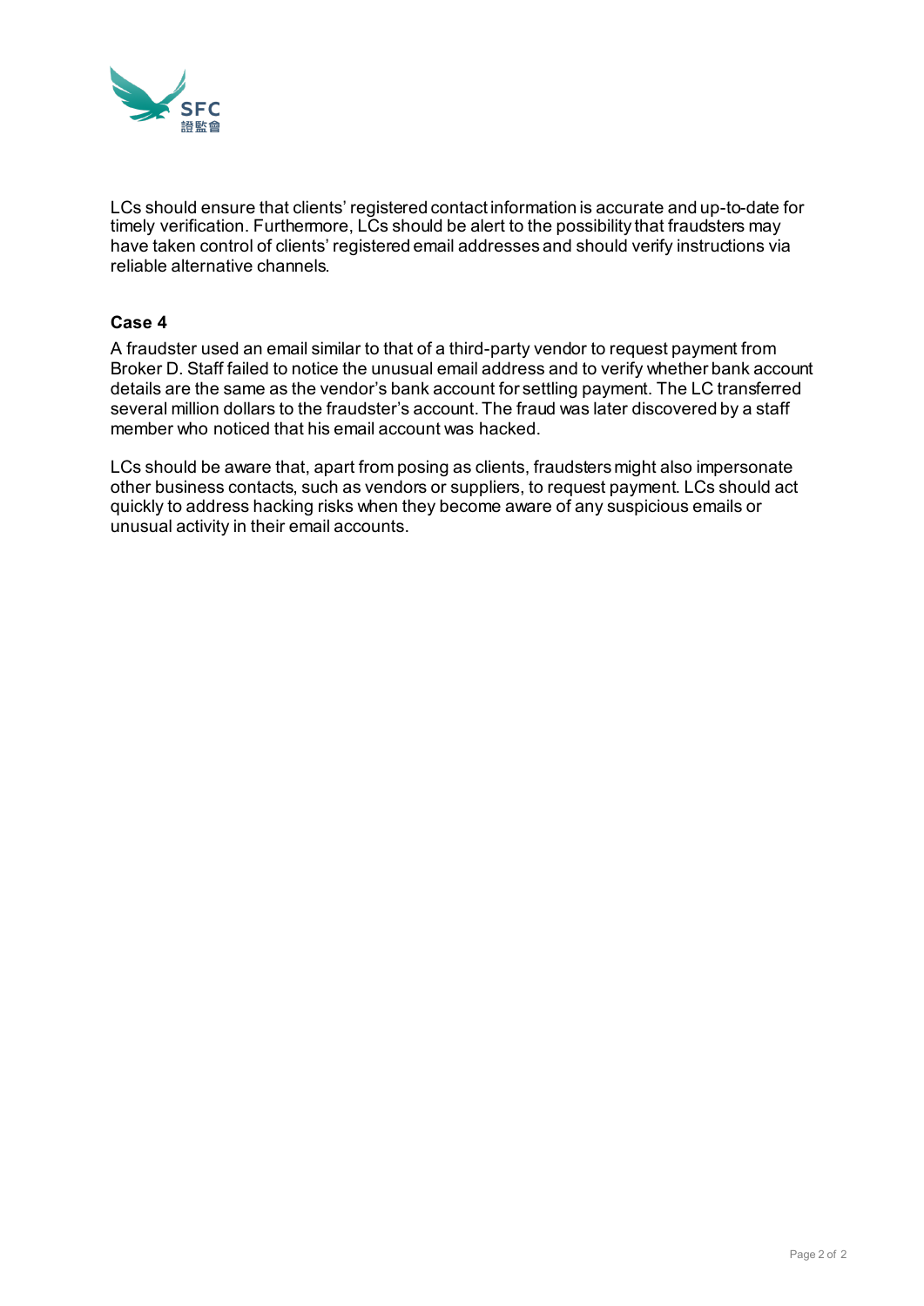LCs should ensure that clients' registered contact information is accurate and up-to-date for timely verification. Furthermore, LCs should be alert to the possibility that fraudsters may have taken control of clients' registered email addresses and should verify instructions via reliable alternative channels.

**Case 4**

A fraudster used an email similar to that of a third-party vendor to request payment from Broker D. Staff failed to notice the unusual email address and to verify whether bank account details are the same as the vendor's bank account for settling payment. The LC transferred several million dollars to the fraudster's account. The fraud was later discovered by a staff member who noticed that his email account was hacked.

LCs should be aware that, apart from posing as clients, fraudsters might also impersonate other business contacts, such as vendors or suppliers, to request payment. LCs should act quickly to address hacking risks when they become aware of any suspicious emails or unusual activity in their email accounts.